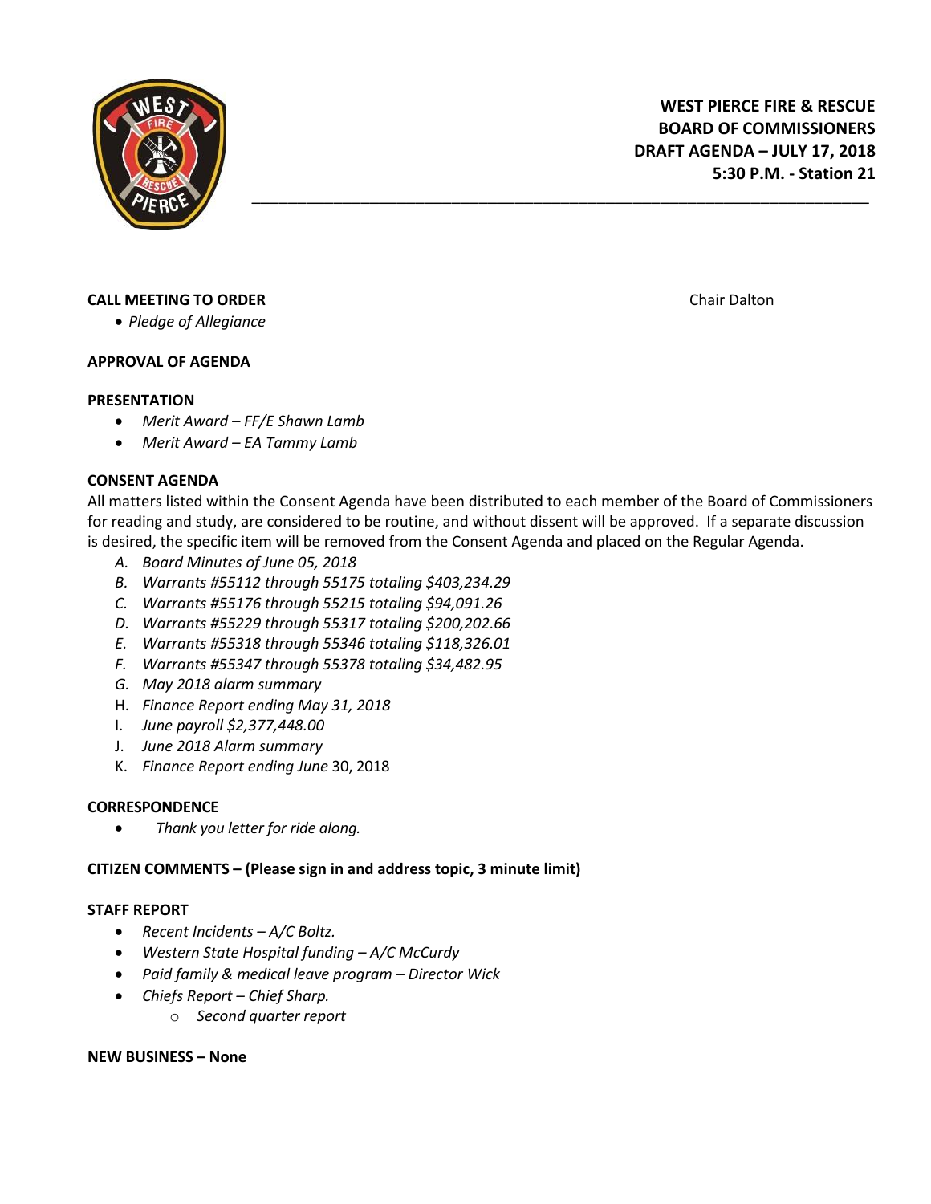**WEST PIERCE FIRE & RESCUE**
**BOARD OF COMMISSIONERS**
**DRAFT AGENDA – JULY 17, 2018**
**5:30 P.M. - Station 21**

---

**CALL MEETING TO ORDER** Chair Dalton

- *Pledge of Allegiance*

**APPROVAL OF AGENDA**

**PRESENTATION**

- *Merit Award – FF/E Shawn Lamb*
- *Merit Award – EA Tammy Lamb*

**CONSENT AGENDA**

All matters listed within the Consent Agenda have been distributed to each member of the Board of Commissioners for reading and study, are considered to be routine, and without dissent will be approved. If a separate discussion is desired, the specific item will be removed from the Consent Agenda and placed on the Regular Agenda.

A. *Board Minutes of June 05, 2018*
B. *Warrants #55112 through 55175 totaling $403,234.29*
C. *Warrants #55176 through 55215 totaling $94,091.26*
D. *Warrants #55229 through 55317 totaling $200,202.66*
E. *Warrants #55318 through 55346 totaling $118,326.01*
F. *Warrants #55347 through 55378 totaling $34,482.95*
G. *May 2018 alarm summary*
H. *Finance Report ending May 31, 2018*
I. *June payroll $2,377,448.00*
J. *June 2018 Alarm summary*
K. *Finance Report ending June* 30, 2018

**CORRESPONDENCE**

- *Thank you letter for ride along.*

**CITIZEN COMMENTS – (Please sign in and address topic, 3 minute limit)**

**STAFF REPORT**

- *Recent Incidents – A/C Boltz.*
- *Western State Hospital funding – A/C McCurdy*
- *Paid family & medical leave program – Director Wick*
- *Chiefs Report – Chief Sharp.*
  - *Second quarter report*

**NEW BUSINESS – None**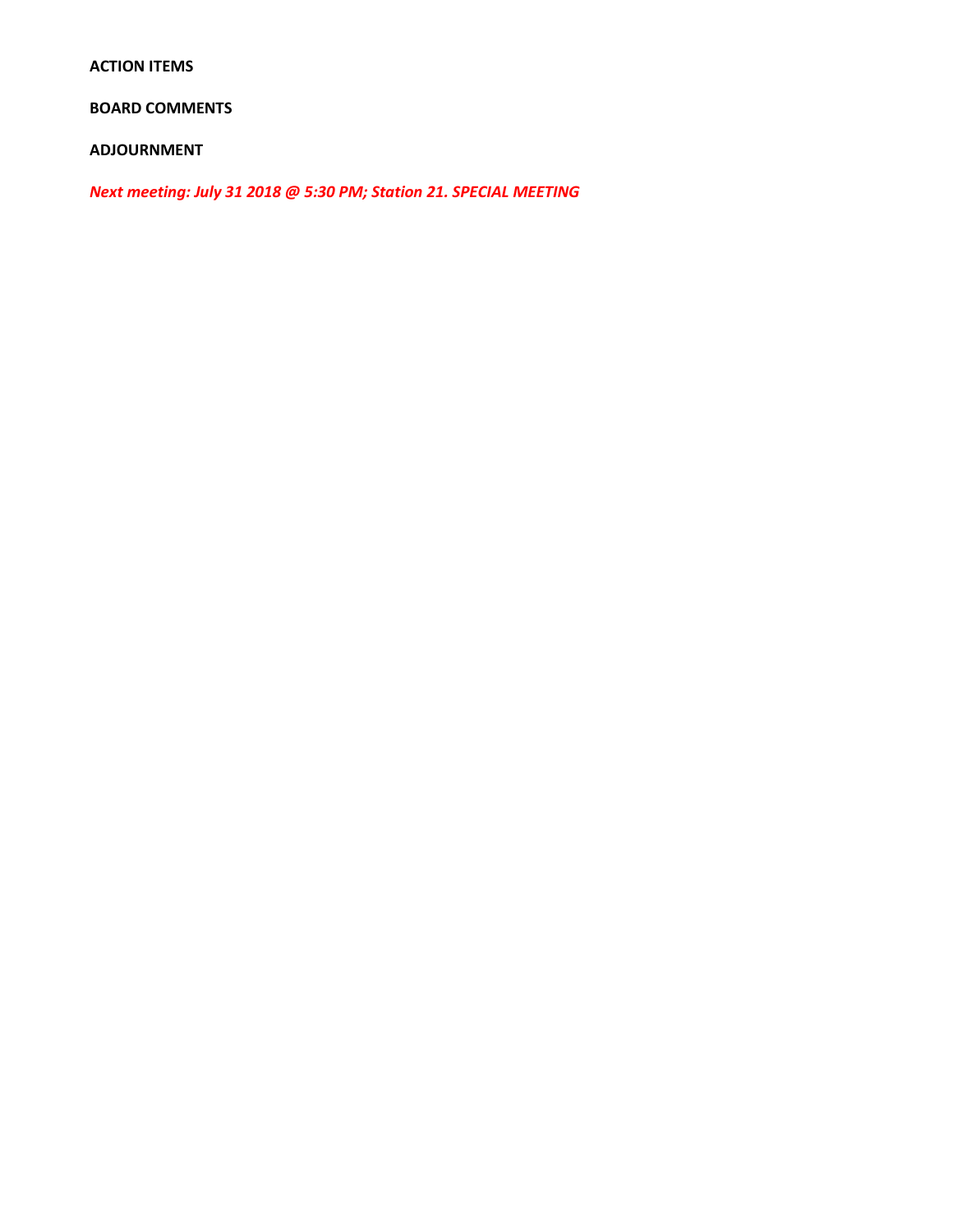**ACTION ITEMS**

**BOARD COMMENTS**

**ADJOURNMENT**

***Next meeting: July 31 2018 @ 5:30 PM; Station 21. SPECIAL MEETING***